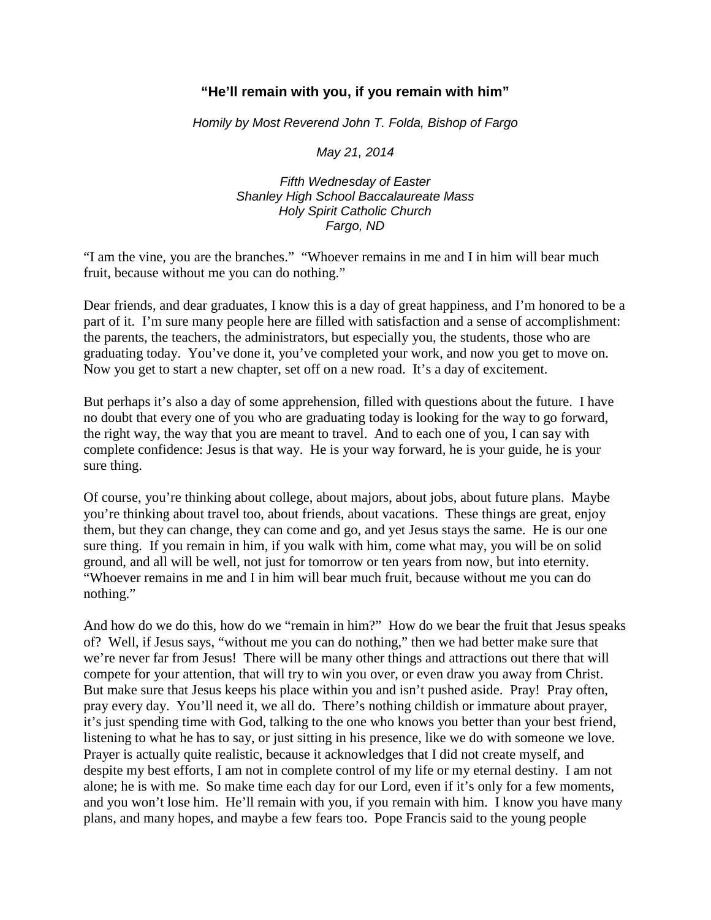# "He'll remain with you, if you remain with him"

*Homily by Most Reverend John T. Folda, Bishop of Fargo*

*May 21, 2014*

*Fifth Wednesday of Easter*
*Shanley High School Baccalaureate Mass*
*Holy Spirit Catholic Church*
*Fargo, ND*

"I am the vine, you are the branches." "Whoever remains in me and I in him will bear much fruit, because without me you can do nothing."

Dear friends, and dear graduates, I know this is a day of great happiness, and I'm honored to be a part of it. I'm sure many people here are filled with satisfaction and a sense of accomplishment: the parents, the teachers, the administrators, but especially you, the students, those who are graduating today. You've done it, you've completed your work, and now you get to move on. Now you get to start a new chapter, set off on a new road. It's a day of excitement.

But perhaps it's also a day of some apprehension, filled with questions about the future. I have no doubt that every one of you who are graduating today is looking for the way to go forward, the right way, the way that you are meant to travel. And to each one of you, I can say with complete confidence: Jesus is that way. He is your way forward, he is your guide, he is your sure thing.

Of course, you're thinking about college, about majors, about jobs, about future plans. Maybe you're thinking about travel too, about friends, about vacations. These things are great, enjoy them, but they can change, they can come and go, and yet Jesus stays the same. He is our one sure thing. If you remain in him, if you walk with him, come what may, you will be on solid ground, and all will be well, not just for tomorrow or ten years from now, but into eternity. "Whoever remains in me and I in him will bear much fruit, because without me you can do nothing."

And how do we do this, how do we "remain in him?" How do we bear the fruit that Jesus speaks of? Well, if Jesus says, "without me you can do nothing," then we had better make sure that we're never far from Jesus! There will be many other things and attractions out there that will compete for your attention, that will try to win you over, or even draw you away from Christ. But make sure that Jesus keeps his place within you and isn't pushed aside. Pray! Pray often, pray every day. You'll need it, we all do. There's nothing childish or immature about prayer, it's just spending time with God, talking to the one who knows you better than your best friend, listening to what he has to say, or just sitting in his presence, like we do with someone we love. Prayer is actually quite realistic, because it acknowledges that I did not create myself, and despite my best efforts, I am not in complete control of my life or my eternal destiny. I am not alone; he is with me. So make time each day for our Lord, even if it's only for a few moments, and you won't lose him. He'll remain with you, if you remain with him. I know you have many plans, and many hopes, and maybe a few fears too. Pope Francis said to the young people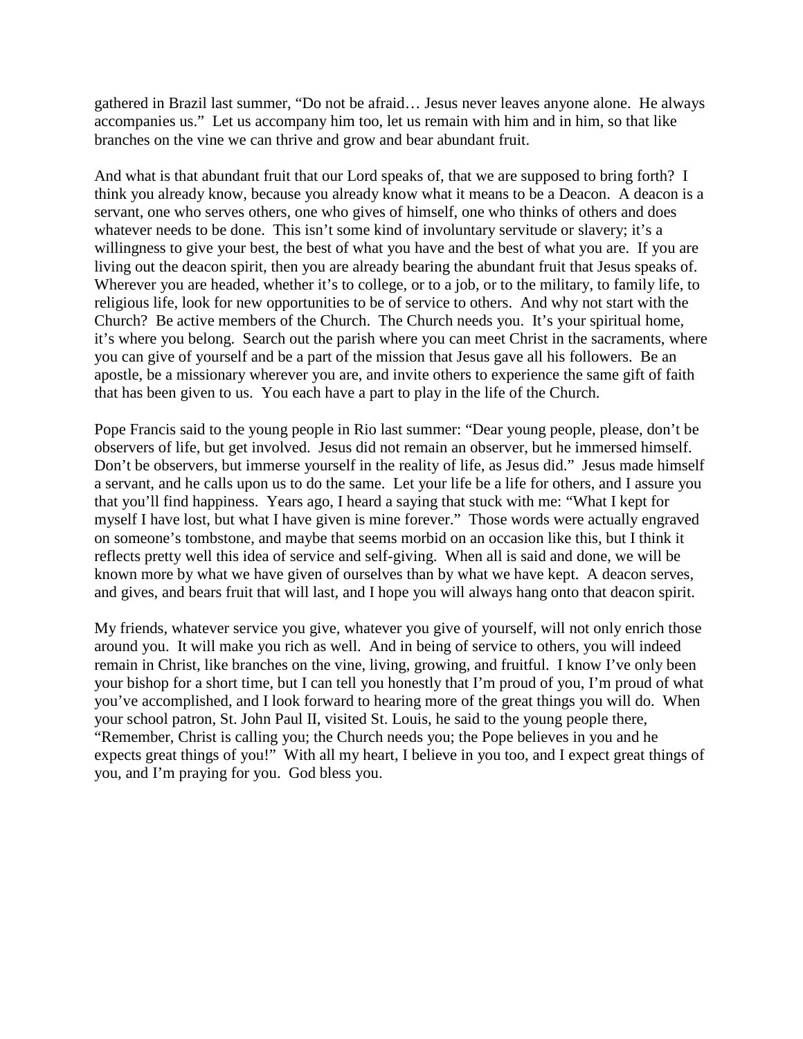gathered in Brazil last summer, "Do not be afraid… Jesus never leaves anyone alone. He always accompanies us." Let us accompany him too, let us remain with him and in him, so that like branches on the vine we can thrive and grow and bear abundant fruit.

And what is that abundant fruit that our Lord speaks of, that we are supposed to bring forth? I think you already know, because you already know what it means to be a Deacon. A deacon is a servant, one who serves others, one who gives of himself, one who thinks of others and does whatever needs to be done. This isn't some kind of involuntary servitude or slavery; it's a willingness to give your best, the best of what you have and the best of what you are. If you are living out the deacon spirit, then you are already bearing the abundant fruit that Jesus speaks of. Wherever you are headed, whether it's to college, or to a job, or to the military, to family life, to religious life, look for new opportunities to be of service to others. And why not start with the Church? Be active members of the Church. The Church needs you. It's your spiritual home, it's where you belong. Search out the parish where you can meet Christ in the sacraments, where you can give of yourself and be a part of the mission that Jesus gave all his followers. Be an apostle, be a missionary wherever you are, and invite others to experience the same gift of faith that has been given to us. You each have a part to play in the life of the Church.

Pope Francis said to the young people in Rio last summer: "Dear young people, please, don't be observers of life, but get involved. Jesus did not remain an observer, but he immersed himself. Don't be observers, but immerse yourself in the reality of life, as Jesus did." Jesus made himself a servant, and he calls upon us to do the same. Let your life be a life for others, and I assure you that you'll find happiness. Years ago, I heard a saying that stuck with me: "What I kept for myself I have lost, but what I have given is mine forever." Those words were actually engraved on someone's tombstone, and maybe that seems morbid on an occasion like this, but I think it reflects pretty well this idea of service and self-giving. When all is said and done, we will be known more by what we have given of ourselves than by what we have kept. A deacon serves, and gives, and bears fruit that will last, and I hope you will always hang onto that deacon spirit.

My friends, whatever service you give, whatever you give of yourself, will not only enrich those around you. It will make you rich as well. And in being of service to others, you will indeed remain in Christ, like branches on the vine, living, growing, and fruitful. I know I've only been your bishop for a short time, but I can tell you honestly that I'm proud of you, I'm proud of what you've accomplished, and I look forward to hearing more of the great things you will do. When your school patron, St. John Paul II, visited St. Louis, he said to the young people there, "Remember, Christ is calling you; the Church needs you; the Pope believes in you and he expects great things of you!" With all my heart, I believe in you too, and I expect great things of you, and I'm praying for you. God bless you.